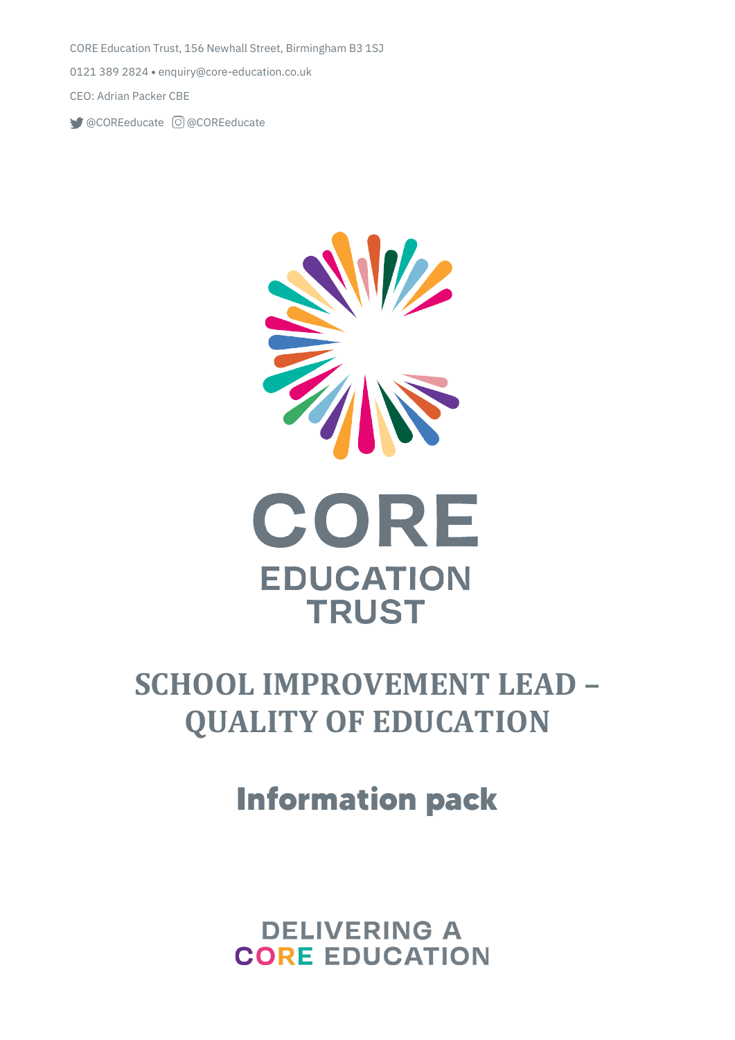CORE Education Trust, 156 Newhall Street, Birmingham B3 1SJ

0121 389 2824 • enquiry@core-education.co.uk

CEO: Adrian Packer CBE

@COREeducate @COREeducate

CORE
EDUCATION
TRUST

# SCHOOL IMPROVEMENT LEAD – QUALITY OF EDUCATION

## Information pack

DELIVERING A
CORE EDUCATION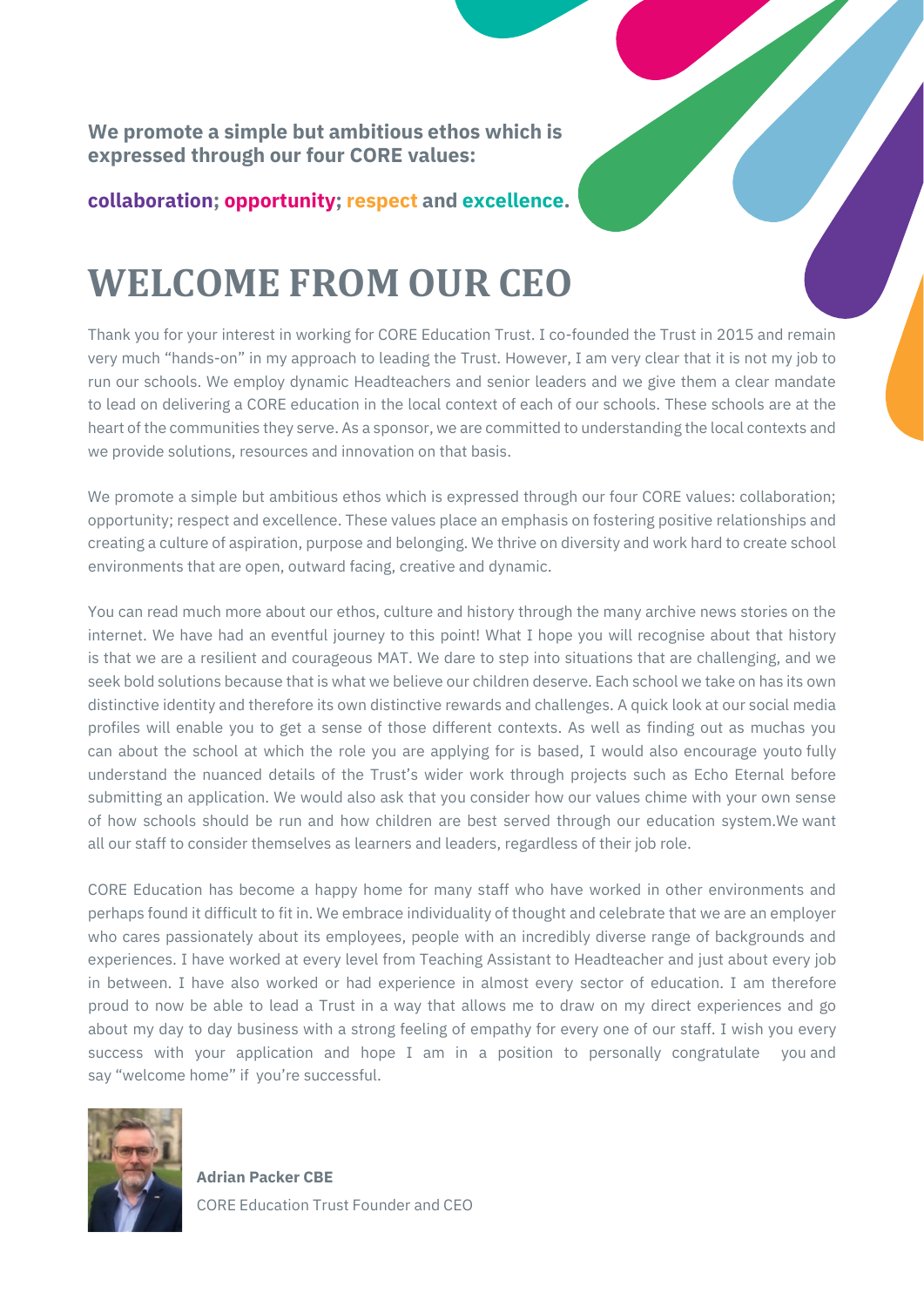**We promote a simple but ambitious ethos which is expressed through our four CORE values:**

**collaboration; opportunity; respect and excellence.**

# WELCOME FROM OUR CEO

Thank you for your interest in working for CORE Education Trust. I co-founded the Trust in 2015 and remain very much "hands-on" in my approach to leading the Trust. However, I am very clear that it is not my job to run our schools. We employ dynamic Headteachers and senior leaders and we give them a clear mandate to lead on delivering a CORE education in the local context of each of our schools. These schools are at the heart of the communities they serve. As a sponsor, we are committed to understanding the local contexts and we provide solutions, resources and innovation on that basis.

We promote a simple but ambitious ethos which is expressed through our four CORE values: collaboration; opportunity; respect and excellence. These values place an emphasis on fostering positive relationships and creating a culture of aspiration, purpose and belonging. We thrive on diversity and work hard to create school environments that are open, outward facing, creative and dynamic.

You can read much more about our ethos, culture and history through the many archive news stories on the internet. We have had an eventful journey to this point! What I hope you will recognise about that history is that we are a resilient and courageous MAT. We dare to step into situations that are challenging, and we seek bold solutions because that is what we believe our children deserve. Each school we take on has its own distinctive identity and therefore its own distinctive rewards and challenges. A quick look at our social media profiles will enable you to get a sense of those different contexts. As well as finding out as muchas you can about the school at which the role you are applying for is based, I would also encourage youto fully understand the nuanced details of the Trust's wider work through projects such as Echo Eternal before submitting an application. We would also ask that you consider how our values chime with your own sense of how schools should be run and how children are best served through our education system.We want all our staff to consider themselves as learners and leaders, regardless of their job role.

CORE Education has become a happy home for many staff who have worked in other environments and perhaps found it difficult to fit in. We embrace individuality of thought and celebrate that we are an employer who cares passionately about its employees, people with an incredibly diverse range of backgrounds and experiences. I have worked at every level from Teaching Assistant to Headteacher and just about every job in between. I have also worked or had experience in almost every sector of education. I am therefore proud to now be able to lead a Trust in a way that allows me to draw on my direct experiences and go about my day to day business with a strong feeling of empathy for every one of our staff. I wish you every success with your application and hope I am in a position to personally congratulate you and say "welcome home" if you're successful.

**Adrian Packer CBE**
CORE Education Trust Founder and CEO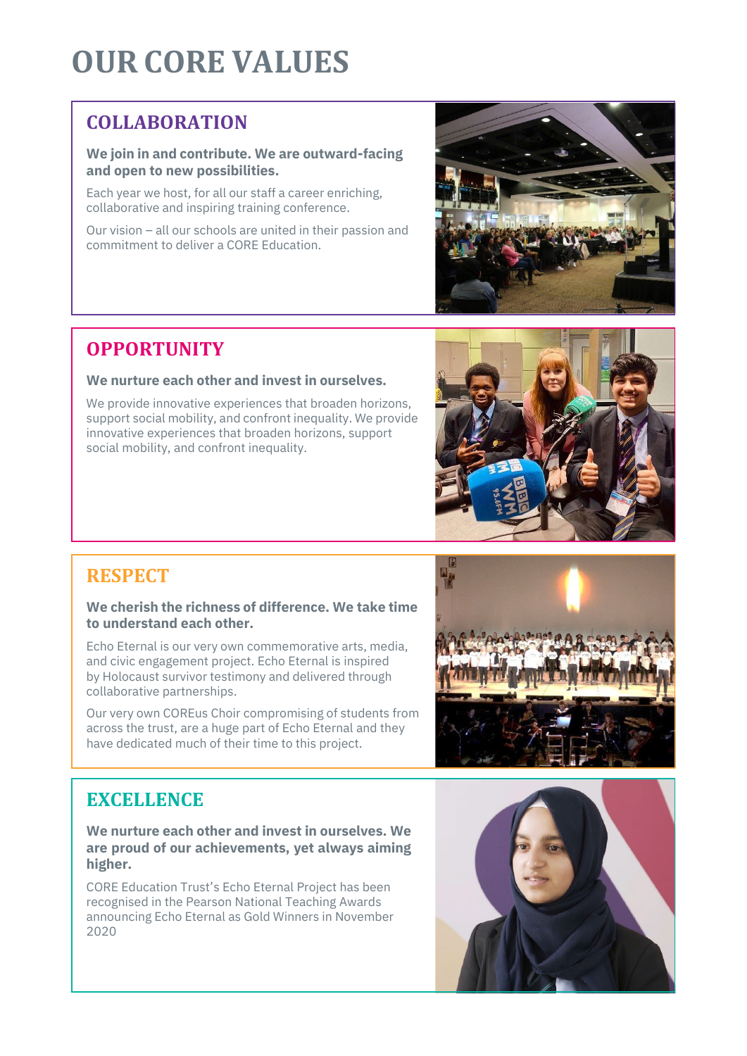# OUR CORE VALUES

## COLLABORATION

**We join in and contribute. We are outward-facing and open to new possibilities.**

Each year we host, for all our staff a career enriching, collaborative and inspiring training conference.

Our vision – all our schools are united in their passion and commitment to deliver a CORE Education.

## OPPORTUNITY

**We nurture each other and invest in ourselves.**

We provide innovative experiences that broaden horizons, support social mobility, and confront inequality. We provide innovative experiences that broaden horizons, support social mobility, and confront inequality.

## RESPECT

**We cherish the richness of difference. We take time to understand each other.**

Echo Eternal is our very own commemorative arts, media, and civic engagement project. Echo Eternal is inspired by Holocaust survivor testimony and delivered through collaborative partnerships.

Our very own COREus Choir compromising of students from across the trust, are a huge part of Echo Eternal and they have dedicated much of their time to this project.

## EXCELLENCE

**We nurture each other and invest in ourselves. We are proud of our achievements, yet always aiming higher.**

CORE Education Trust's Echo Eternal Project has been recognised in the Pearson National Teaching Awards announcing Echo Eternal as Gold Winners in November 2020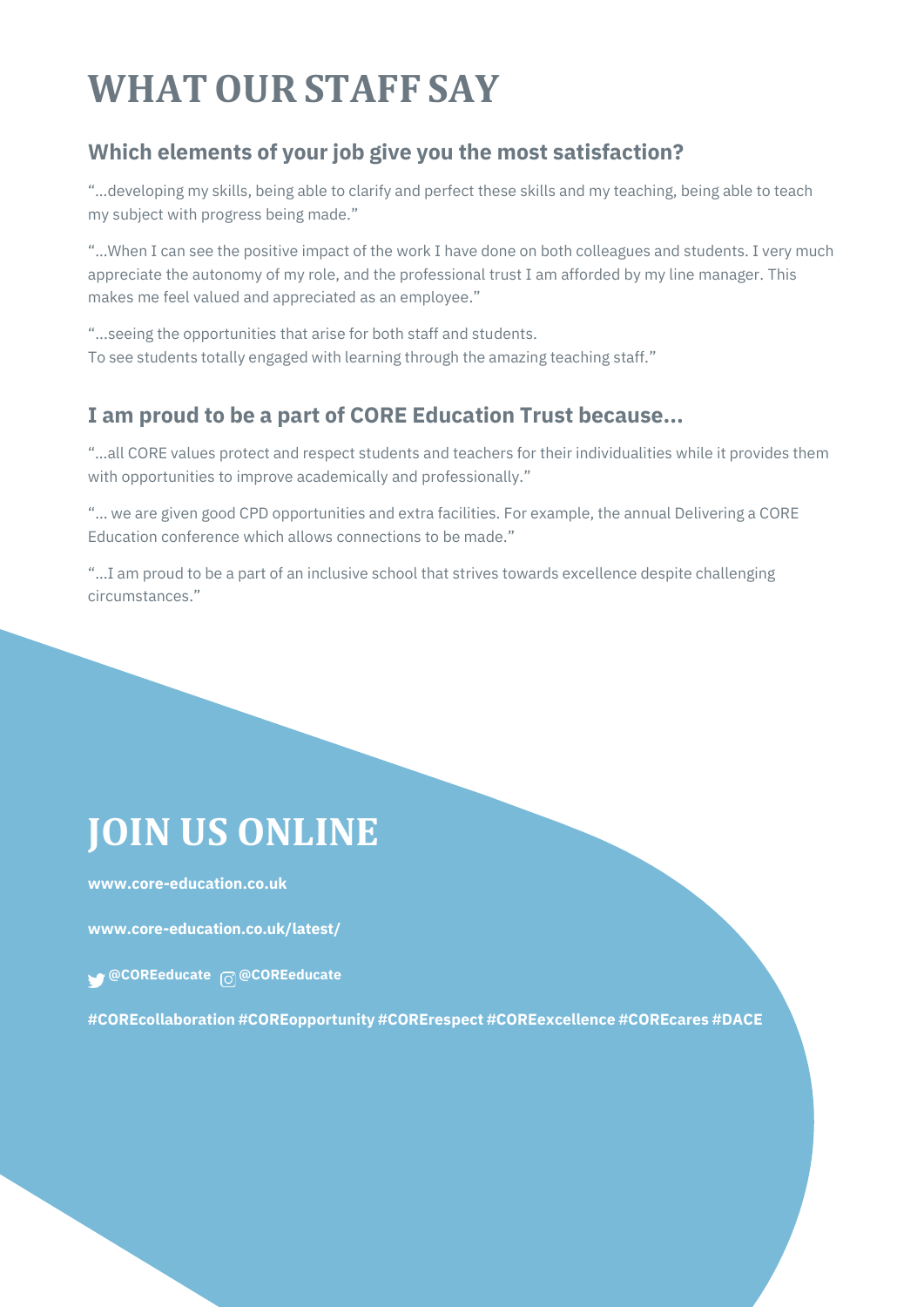# WHAT OUR STAFF SAY

### Which elements of your job give you the most satisfaction?

"...developing my skills, being able to clarify and perfect these skills and my teaching, being able to teach my subject with progress being made."

"...When I can see the positive impact of the work I have done on both colleagues and students. I very much appreciate the autonomy of my role, and the professional trust I am afforded by my line manager. This makes me feel valued and appreciated as an employee."

"...seeing the opportunities that arise for both staff and students.
To see students totally engaged with learning through the amazing teaching staff."

### I am proud to be a part of CORE Education Trust because...

"...all CORE values protect and respect students and teachers for their individualities while it provides them with opportunities to improve academically and professionally."

"... we are given good CPD opportunities and extra facilities. For example, the annual Delivering a CORE Education conference which allows connections to be made."

"...I am proud to be a part of an inclusive school that strives towards excellence despite challenging circumstances."

# JOIN US ONLINE

**www.core-education.co.uk**

**www.core-education.co.uk/latest/**

**@COREeducate @COREeducate**

**#COREcollaboration #COREopportunity #COORErespect #COREexcellence #COREcares #DACE**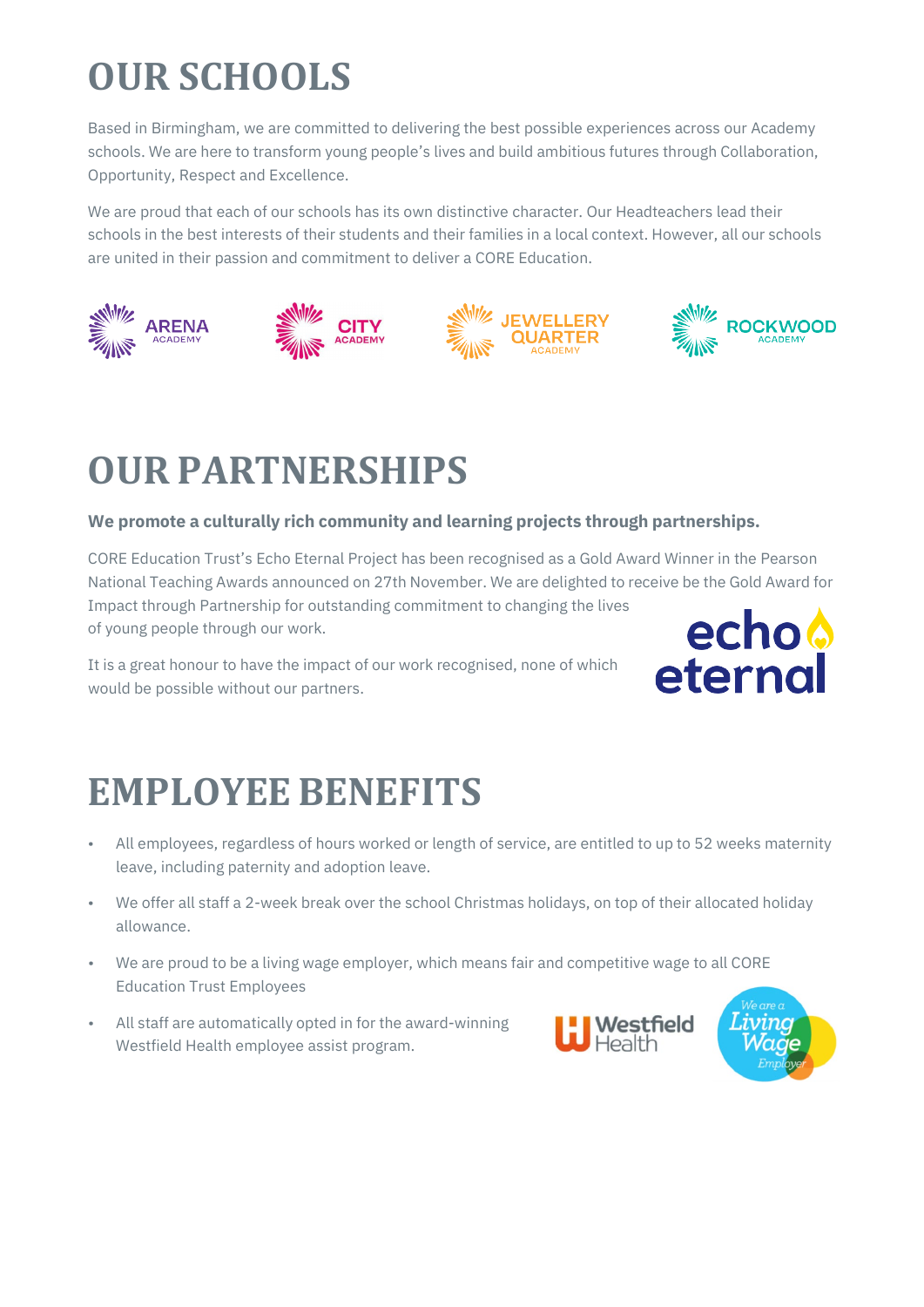# OUR SCHOOLS

Based in Birmingham, we are committed to delivering the best possible experiences across our Academy schools. We are here to transform young people's lives and build ambitious futures through Collaboration, Opportunity, Respect and Excellence.

We are proud that each of our schools has its own distinctive character. Our Headteachers lead their schools in the best interests of their students and their families in a local context. However, all our schools are united in their passion and commitment to deliver a CORE Education.

ARENA ACADEMY | CITY ACADEMY | JEWELLERY QUARTER ACADEMY | ROCKWOOD ACADEMY

# OUR PARTNERSHIPS

**We promote a culturally rich community and learning projects through partnerships.**

CORE Education Trust's Echo Eternal Project has been recognised as a Gold Award Winner in the Pearson National Teaching Awards announced on 27th November. We are delighted to receive be the Gold Award for Impact through Partnership for outstanding commitment to changing the lives of young people through our work.

It is a great honour to have the impact of our work recognised, none of which would be possible without our partners.

echo eternal

# EMPLOYEE BENEFITS

- All employees, regardless of hours worked or length of service, are entitled to up to 52 weeks maternity leave, including paternity and adoption leave.
- We offer all staff a 2-week break over the school Christmas holidays, on top of their allocated holiday allowance.
- We are proud to be a living wage employer, which means fair and competitive wage to all CORE Education Trust Employees
- All staff are automatically opted in for the award-winning Westfield Health employee assist program.

Westfield Health

We are a Living Wage Employer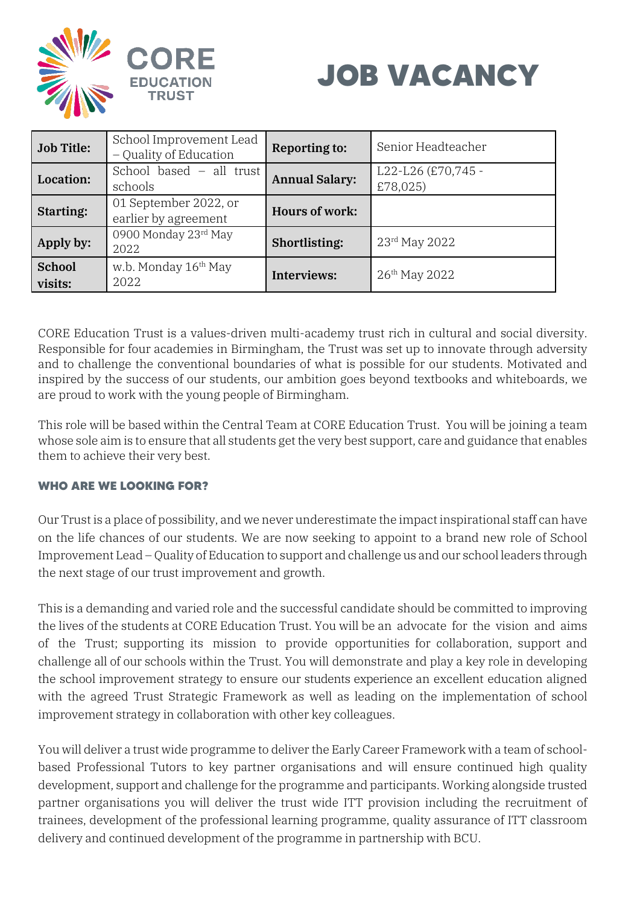# JOB VACANCY

CORE EDUCATION TRUST

| Job Title: | School Improvement Lead – Quality of Education | Reporting to: | Senior Headteacher |
|---|---|---|---|
| Location: | School based – all trust schools | Annual Salary: | L22-L26 (£70,745 - £78,025) |
| Starting: | 01 September 2022, or earlier by agreement | Hours of work: | |
| Apply by: | 0900 Monday 23rd May 2022 | Shortlisting: | 23rd May 2022 |
| School visits: | w.b. Monday 16th May 2022 | Interviews: | 26th May 2022 |

CORE Education Trust is a values-driven multi-academy trust rich in cultural and social diversity. Responsible for four academies in Birmingham, the Trust was set up to innovate through adversity and to challenge the conventional boundaries of what is possible for our students. Motivated and inspired by the success of our students, our ambition goes beyond textbooks and whiteboards, we are proud to work with the young people of Birmingham.

This role will be based within the Central Team at CORE Education Trust. You will be joining a team whose sole aim is to ensure that all students get the very best support, care and guidance that enables them to achieve their very best.

## WHO ARE WE LOOKING FOR?

Our Trust is a place of possibility, and we never underestimate the impact inspirational staff can have on the life chances of our students. We are now seeking to appoint to a brand new role of School Improvement Lead – Quality of Education to support and challenge us and our school leaders through the next stage of our trust improvement and growth.

This is a demanding and varied role and the successful candidate should be committed to improving the lives of the students at CORE Education Trust. You will be an advocate for the vision and aims of the Trust; supporting its mission to provide opportunities for collaboration, support and challenge all of our schools within the Trust. You will demonstrate and play a key role in developing the school improvement strategy to ensure our students experience an excellent education aligned with the agreed Trust Strategic Framework as well as leading on the implementation of school improvement strategy in collaboration with other key colleagues.

You will deliver a trust wide programme to deliver the Early Career Framework with a team of school-based Professional Tutors to key partner organisations and will ensure continued high quality development, support and challenge for the programme and participants. Working alongside trusted partner organisations you will deliver the trust wide ITT provision including the recruitment of trainees, development of the professional learning programme, quality assurance of ITT classroom delivery and continued development of the programme in partnership with BCU.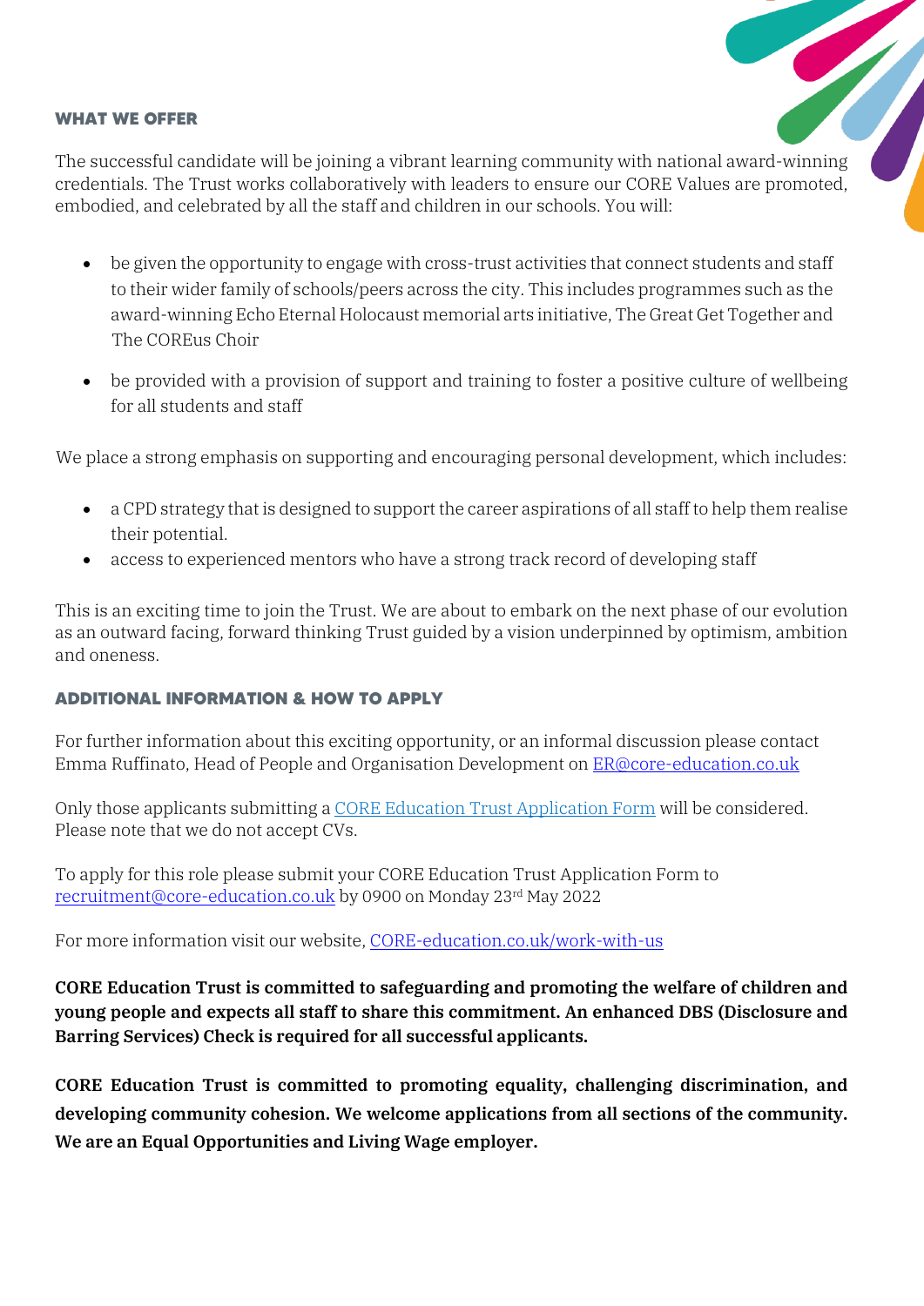## WHAT WE OFFER

The successful candidate will be joining a vibrant learning community with national award-winning credentials. The Trust works collaboratively with leaders to ensure our CORE Values are promoted, embodied, and celebrated by all the staff and children in our schools. You will:

- be given the opportunity to engage with cross-trust activities that connect students and staff to their wider family of schools/peers across the city. This includes programmes such as the award-winning Echo Eternal Holocaust memorial arts initiative, The Great Get Together and The COREus Choir
- be provided with a provision of support and training to foster a positive culture of wellbeing for all students and staff

We place a strong emphasis on supporting and encouraging personal development, which includes:

- a CPD strategy that is designed to support the career aspirations of all staff to help them realise their potential.
- access to experienced mentors who have a strong track record of developing staff

This is an exciting time to join the Trust. We are about to embark on the next phase of our evolution as an outward facing, forward thinking Trust guided by a vision underpinned by optimism, ambition and oneness.

## ADDITIONAL INFORMATION & HOW TO APPLY

For further information about this exciting opportunity, or an informal discussion please contact Emma Ruffinato, Head of People and Organisation Development on ER@core-education.co.uk

Only those applicants submitting a CORE Education Trust Application Form will be considered. Please note that we do not accept CVs.

To apply for this role please submit your CORE Education Trust Application Form to recruitment@core-education.co.uk by 0900 on Monday 23rd May 2022

For more information visit our website, CORE-education.co.uk/work-with-us

**CORE Education Trust is committed to safeguarding and promoting the welfare of children and young people and expects all staff to share this commitment. An enhanced DBS (Disclosure and Barring Services) Check is required for all successful applicants.**

**CORE Education Trust is committed to promoting equality, challenging discrimination, and developing community cohesion. We welcome applications from all sections of the community. We are an Equal Opportunities and Living Wage employer.**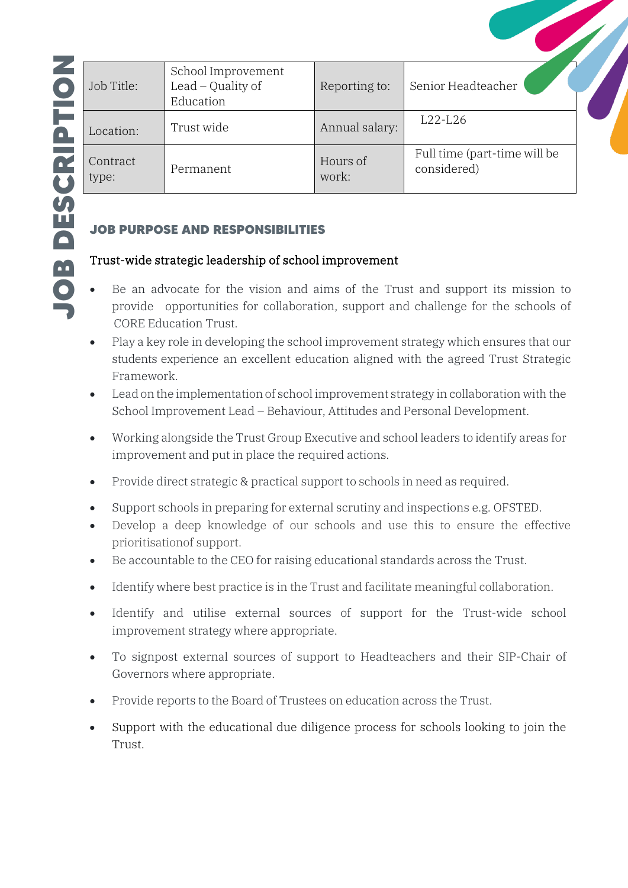# JOB DESCRIPTION

| Job Title: | School Improvement Lead – Quality of Education | Reporting to: | Senior Headteacher |
|---|---|---|---|
| Location: | Trust wide | Annual salary: | L22-L26 |
| Contract type: | Permanent | Hours of work: | Full time (part-time will be considered) |

## JOB PURPOSE AND RESPONSIBILITIES

### Trust-wide strategic leadership of school improvement

- Be an advocate for the vision and aims of the Trust and support its mission to provide opportunities for collaboration, support and challenge for the schools of CORE Education Trust.
- Play a key role in developing the school improvement strategy which ensures that our students experience an excellent education aligned with the agreed Trust Strategic Framework.
- Lead on the implementation of school improvement strategy in collaboration with the School Improvement Lead – Behaviour, Attitudes and Personal Development.
- Working alongside the Trust Group Executive and school leaders to identify areas for improvement and put in place the required actions.
- Provide direct strategic & practical support to schools in need as required.
- Support schools in preparing for external scrutiny and inspections e.g. OFSTED.
- Develop a deep knowledge of our schools and use this to ensure the effective prioritisationof support.
- Be accountable to the CEO for raising educational standards across the Trust.
- Identify where best practice is in the Trust and facilitate meaningful collaboration.
- Identify and utilise external sources of support for the Trust-wide school improvement strategy where appropriate.
- To signpost external sources of support to Headteachers and their SIP-Chair of Governors where appropriate.
- Provide reports to the Board of Trustees on education across the Trust.
- Support with the educational due diligence process for schools looking to join the Trust.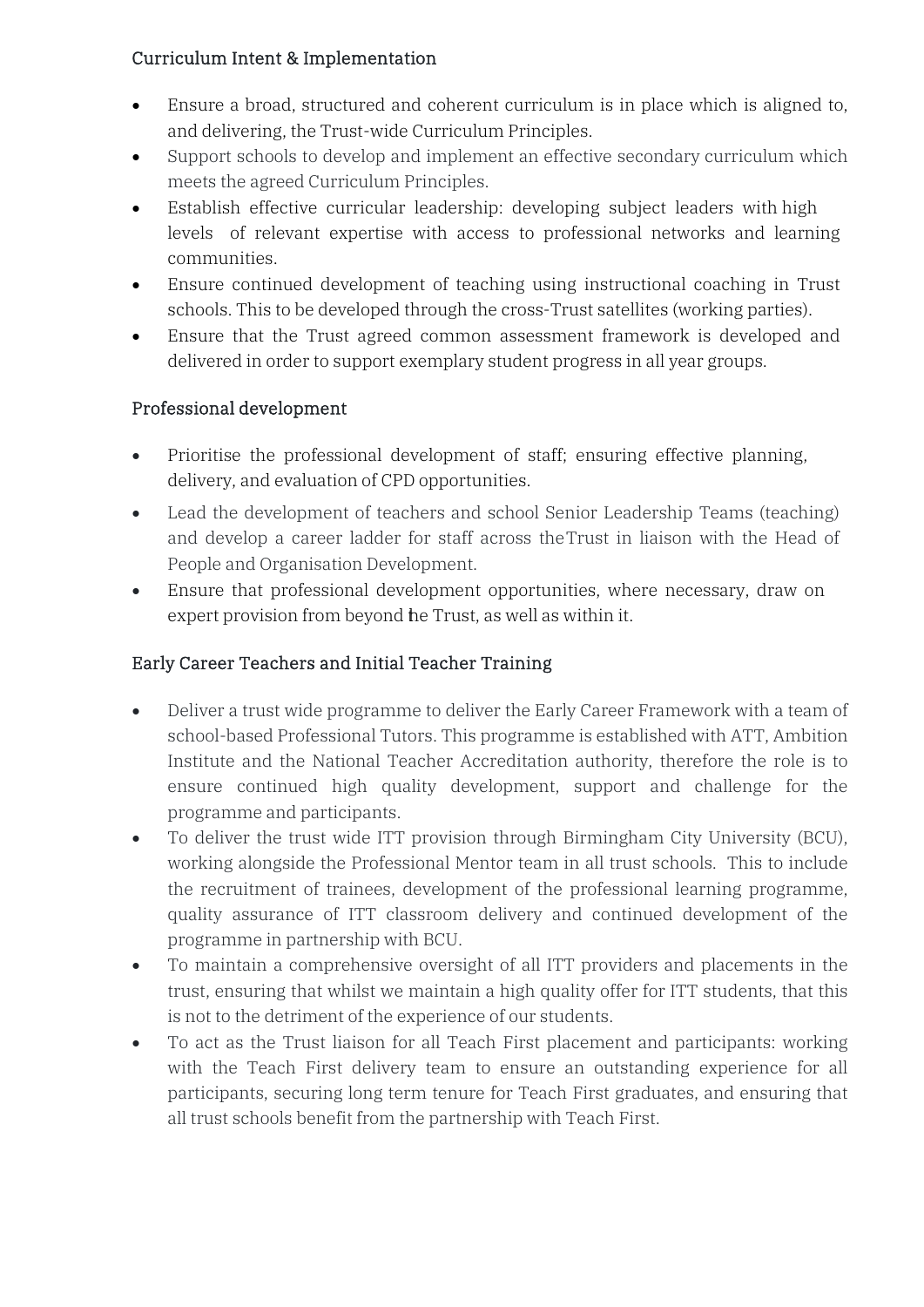### Curriculum Intent & Implementation

- Ensure a broad, structured and coherent curriculum is in place which is aligned to, and delivering, the Trust-wide Curriculum Principles.
- Support schools to develop and implement an effective secondary curriculum which meets the agreed Curriculum Principles.
- Establish effective curricular leadership: developing subject leaders with high levels of relevant expertise with access to professional networks and learning communities.
- Ensure continued development of teaching using instructional coaching in Trust schools. This to be developed through the cross-Trust satellites (working parties).
- Ensure that the Trust agreed common assessment framework is developed and delivered in order to support exemplary student progress in all year groups.

### Professional development

- Prioritise the professional development of staff; ensuring effective planning, delivery, and evaluation of CPD opportunities.
- Lead the development of teachers and school Senior Leadership Teams (teaching) and develop a career ladder for staff across the Trust in liaison with the Head of People and Organisation Development.
- Ensure that professional development opportunities, where necessary, draw on expert provision from beyond the Trust, as well as within it.

### Early Career Teachers and Initial Teacher Training

- Deliver a trust wide programme to deliver the Early Career Framework with a team of school-based Professional Tutors. This programme is established with ATT, Ambition Institute and the National Teacher Accreditation authority, therefore the role is to ensure continued high quality development, support and challenge for the programme and participants.
- To deliver the trust wide ITT provision through Birmingham City University (BCU), working alongside the Professional Mentor team in all trust schools. This to include the recruitment of trainees, development of the professional learning programme, quality assurance of ITT classroom delivery and continued development of the programme in partnership with BCU.
- To maintain a comprehensive oversight of all ITT providers and placements in the trust, ensuring that whilst we maintain a high quality offer for ITT students, that this is not to the detriment of the experience of our students.
- To act as the Trust liaison for all Teach First placement and participants: working with the Teach First delivery team to ensure an outstanding experience for all participants, securing long term tenure for Teach First graduates, and ensuring that all trust schools benefit from the partnership with Teach First.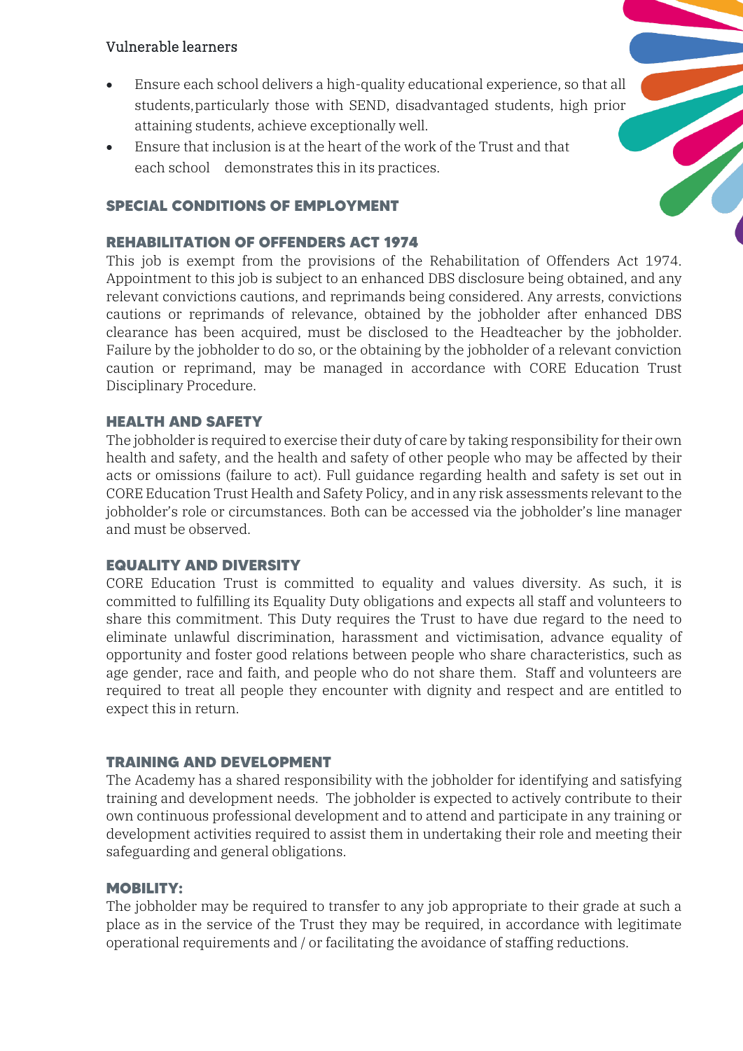Vulnerable learners

- Ensure each school delivers a high-quality educational experience, so that all students,particularly those with SEND, disadvantaged students, high prior attaining students, achieve exceptionally well.
- Ensure that inclusion is at the heart of the work of the Trust and that each school demonstrates this in its practices.

## SPECIAL CONDITIONS OF EMPLOYMENT

### REHABILITATION OF OFFENDERS ACT 1974

This job is exempt from the provisions of the Rehabilitation of Offenders Act 1974. Appointment to this job is subject to an enhanced DBS disclosure being obtained, and any relevant convictions cautions, and reprimands being considered. Any arrests, convictions cautions or reprimands of relevance, obtained by the jobholder after enhanced DBS clearance has been acquired, must be disclosed to the Headteacher by the jobholder. Failure by the jobholder to do so, or the obtaining by the jobholder of a relevant conviction caution or reprimand, may be managed in accordance with CORE Education Trust Disciplinary Procedure.

### HEALTH AND SAFETY

The jobholder is required to exercise their duty of care by taking responsibility for their own health and safety, and the health and safety of other people who may be affected by their acts or omissions (failure to act). Full guidance regarding health and safety is set out in CORE Education Trust Health and Safety Policy, and in any risk assessments relevant to the jobholder's role or circumstances. Both can be accessed via the jobholder's line manager and must be observed.

### EQUALITY AND DIVERSITY

CORE Education Trust is committed to equality and values diversity. As such, it is committed to fulfilling its Equality Duty obligations and expects all staff and volunteers to share this commitment. This Duty requires the Trust to have due regard to the need to eliminate unlawful discrimination, harassment and victimisation, advance equality of opportunity and foster good relations between people who share characteristics, such as age gender, race and faith, and people who do not share them. Staff and volunteers are required to treat all people they encounter with dignity and respect and are entitled to expect this in return.

### TRAINING AND DEVELOPMENT

The Academy has a shared responsibility with the jobholder for identifying and satisfying training and development needs. The jobholder is expected to actively contribute to their own continuous professional development and to attend and participate in any training or development activities required to assist them in undertaking their role and meeting their safeguarding and general obligations.

### MOBILITY:

The jobholder may be required to transfer to any job appropriate to their grade at such a place as in the service of the Trust they may be required, in accordance with legitimate operational requirements and / or facilitating the avoidance of staffing reductions.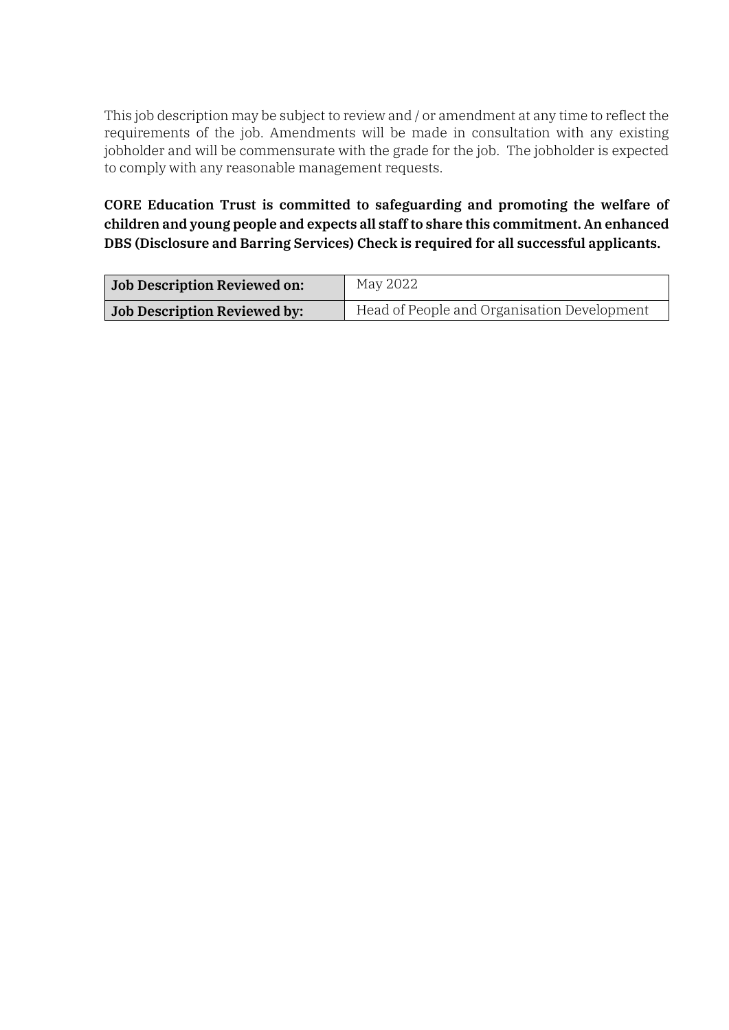This job description may be subject to review and / or amendment at any time to reflect the requirements of the job. Amendments will be made in consultation with any existing jobholder and will be commensurate with the grade for the job. The jobholder is expected to comply with any reasonable management requests.

**CORE Education Trust is committed to safeguarding and promoting the welfare of children and young people and expects all staff to share this commitment. An enhanced DBS (Disclosure and Barring Services) Check is required for all successful applicants.**

| **Job Description Reviewed on:** | May 2022 |
| --- | --- |
| **Job Description Reviewed by:** | Head of People and Organisation Development |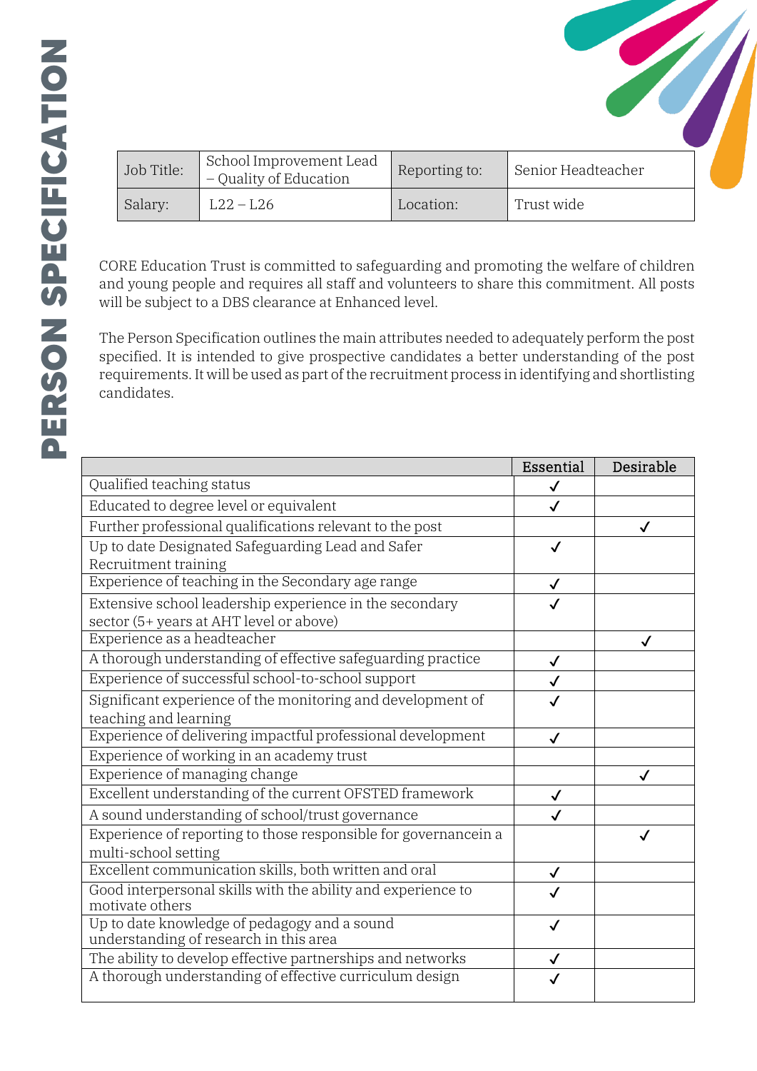# PERSON SPECIFICATION

| Job Title: | School Improvement Lead – Quality of Education | Reporting to: | Senior Headteacher |
|---|---|---|---|
| Salary: | L22 – L26 | Location: | Trust wide |

CORE Education Trust is committed to safeguarding and promoting the welfare of children and young people and requires all staff and volunteers to share this commitment. All posts will be subject to a DBS clearance at Enhanced level.

The Person Specification outlines the main attributes needed to adequately perform the post specified. It is intended to give prospective candidates a better understanding of the post requirements. It will be used as part of the recruitment process in identifying and shortlisting candidates.

| | Essential | Desirable |
|---|---|---|
| Qualified teaching status | ✓ | |
| Educated to degree level or equivalent | ✓ | |
| Further professional qualifications relevant to the post | | ✓ |
| Up to date Designated Safeguarding Lead and Safer Recruitment training | ✓ | |
| Experience of teaching in the Secondary age range | ✓ | |
| Extensive school leadership experience in the secondary sector (5+ years at AHT level or above) | ✓ | |
| Experience as a headteacher | | ✓ |
| A thorough understanding of effective safeguarding practice | ✓ | |
| Experience of successful school-to-school support | ✓ | |
| Significant experience of the monitoring and development of teaching and learning | ✓ | |
| Experience of delivering impactful professional development | ✓ | |
| Experience of working in an academy trust | | |
| Experience of managing change | | ✓ |
| Excellent understanding of the current OFSTED framework | ✓ | |
| A sound understanding of school/trust governance | ✓ | |
| Experience of reporting to those responsible for governancein a multi-school setting | | ✓ |
| Excellent communication skills, both written and oral | ✓ | |
| Good interpersonal skills with the ability and experience to motivate others | ✓ | |
| Up to date knowledge of pedagogy and a sound understanding of research in this area | ✓ | |
| The ability to develop effective partnerships and networks | ✓ | |
| A thorough understanding of effective curriculum design | ✓ | |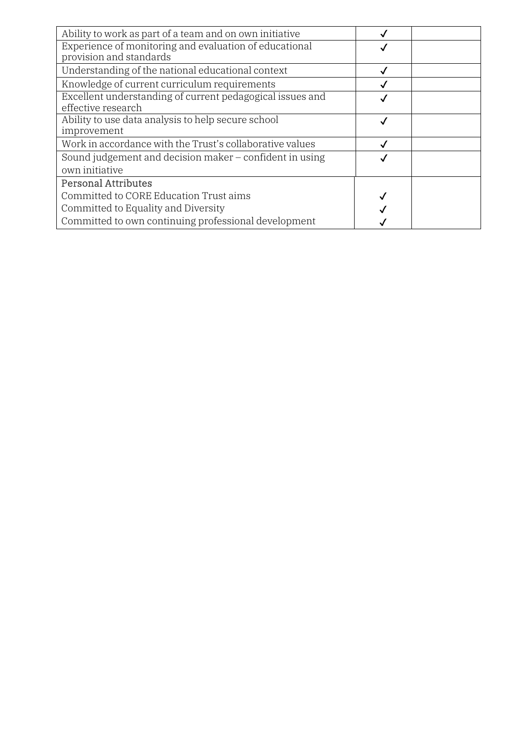| | | |
|---|---|---|
| Ability to work as part of a team and on own initiative | ✓ | |
| Experience of monitoring and evaluation of educational provision and standards | ✓ | |
| Understanding of the national educational context | ✓ | |
| Knowledge of current curriculum requirements | ✓ | |
| Excellent understanding of current pedagogical issues and effective research | ✓ | |
| Ability to use data analysis to help secure school improvement | ✓ | |
| Work in accordance with the Trust's collaborative values | ✓ | |
| Sound judgement and decision maker – confident in using own initiative | ✓ | |
| Personal Attributes | | |
| Committed to CORE Education Trust aims | ✓ | |
| Committed to Equality and Diversity | ✓ | |
| Committed to own continuing professional development | ✓ | |